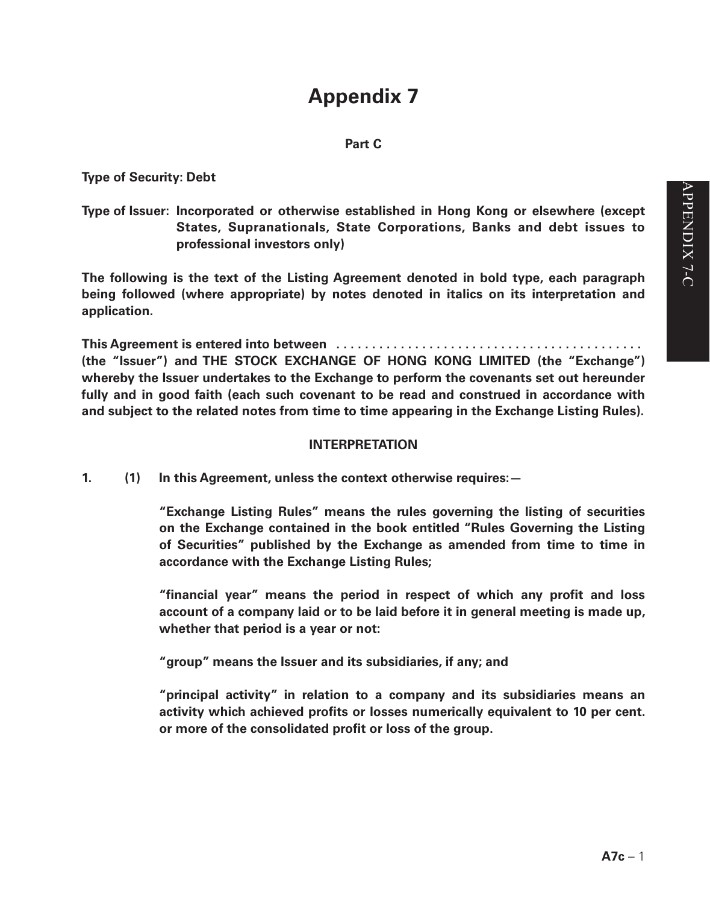# Appendix 7

**Part C**

**Type of Security: Debt**

**Type of Issuer: Incorporated or otherwise established in Hong Kong or elsewhere (except States, Supranationals, State Corporations, Banks and debt issues to professional investors only)**

**The following is the text of the Listing Agreement denoted in bold type, each paragraph being followed (where appropriate) by notes denoted in italics on its interpretation and application.**

**This Agreement is entered into between ........................................... (the "Issuer") and THE STOCK EXCHANGE OF HONG KONG LIMITED (the "Exchange") whereby the Issuer undertakes to the Exchange to perform the covenants set out hereunder fully and in good faith (each such covenant to be read and construed in accordance with and subject to the related notes from time to time appearing in the Exchange Listing Rules).**

## INTERPRETATION

**1. (1) In this Agreement, unless the context otherwise requires:—**

**"Exchange Listing Rules" means the rules governing the listing of securities on the Exchange contained in the book entitled "Rules Governing the Listing of Securities" published by the Exchange as amended from time to time in accordance with the Exchange Listing Rules;**

**"financial year" means the period in respect of which any profit and loss account of a company laid or to be laid before it in general meeting is made up, whether that period is a year or not:**

**"group" means the Issuer and its subsidiaries, if any; and**

**"principal activity" in relation to a company and its subsidiaries means an activity which achieved profits or losses numerically equivalent to 10 per cent. or more of the consolidated profit or loss of the group.**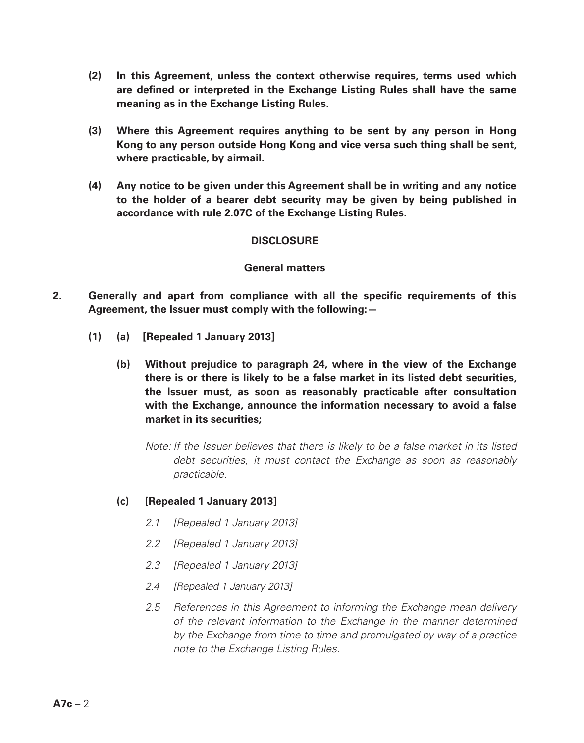**(2) In this Agreement, unless the context otherwise requires, terms used which are defined or interpreted in the Exchange Listing Rules shall have the same meaning as in the Exchange Listing Rules.**

**(3) Where this Agreement requires anything to be sent by any person in Hong Kong to any person outside Hong Kong and vice versa such thing shall be sent, where practicable, by airmail.**

**(4) Any notice to be given under this Agreement shall be in writing and any notice to the holder of a bearer debt security may be given by being published in accordance with rule 2.07C of the Exchange Listing Rules.**

## DISCLOSURE

### General matters

**2. Generally and apart from compliance with all the specific requirements of this Agreement, the Issuer must comply with the following:—**

**(1) (a) [Repealed 1 January 2013]**

**(b) Without prejudice to paragraph 24, where in the view of the Exchange there is or there is likely to be a false market in its listed debt securities, the Issuer must, as soon as reasonably practicable after consultation with the Exchange, announce the information necessary to avoid a false market in its securities;**

*Note: If the Issuer believes that there is likely to be a false market in its listed debt securities, it must contact the Exchange as soon as reasonably practicable.*

**(c) [Repealed 1 January 2013]**

*2.1 [Repealed 1 January 2013]*

*2.2 [Repealed 1 January 2013]*

*2.3 [Repealed 1 January 2013]*

*2.4 [Repealed 1 January 2013]*

*2.5 References in this Agreement to informing the Exchange mean delivery of the relevant information to the Exchange in the manner determined by the Exchange from time to time and promulgated by way of a practice note to the Exchange Listing Rules.*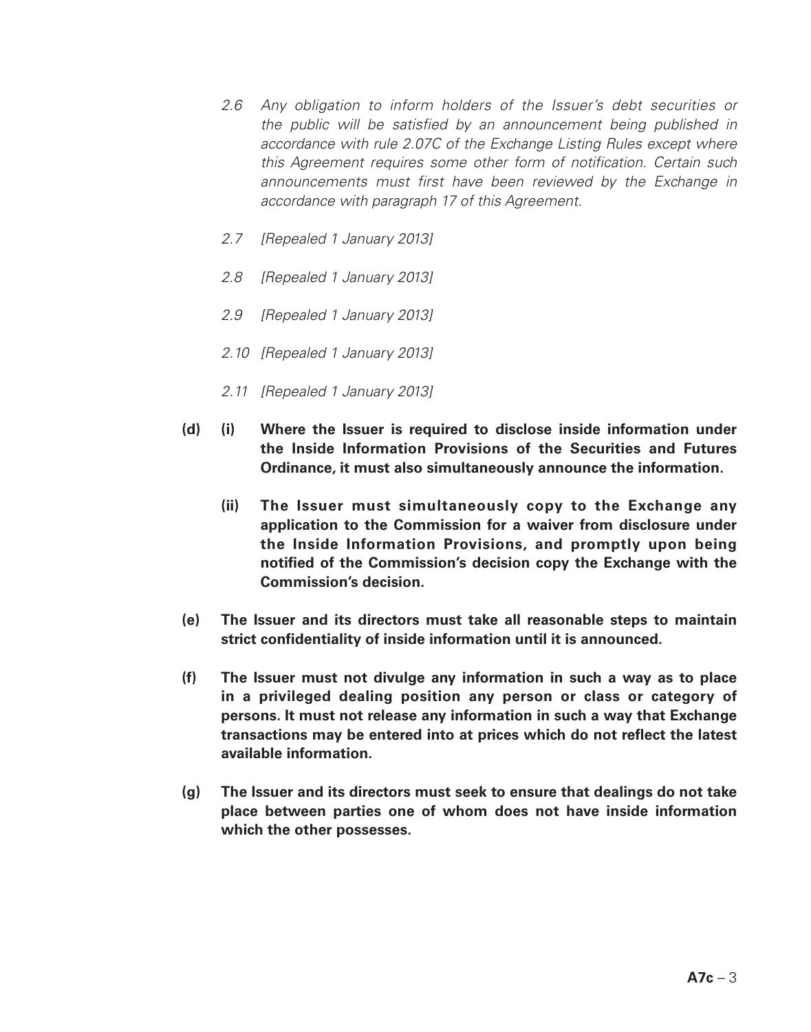*2.6 Any obligation to inform holders of the Issuer's debt securities or the public will be satisfied by an announcement being published in accordance with rule 2.07C of the Exchange Listing Rules except where this Agreement requires some other form of notification. Certain such announcements must first have been reviewed by the Exchange in accordance with paragraph 17 of this Agreement.*

*2.7 [Repealed 1 January 2013]*

*2.8 [Repealed 1 January 2013]*

*2.9 [Repealed 1 January 2013]*

*2.10 [Repealed 1 January 2013]*

*2.11 [Repealed 1 January 2013]*

**(d) (i) Where the Issuer is required to disclose inside information under the Inside Information Provisions of the Securities and Futures Ordinance, it must also simultaneously announce the information.**

**(ii) The Issuer must simultaneously copy to the Exchange any application to the Commission for a waiver from disclosure under the Inside Information Provisions, and promptly upon being notified of the Commission's decision copy the Exchange with the Commission's decision.**

**(e) The Issuer and its directors must take all reasonable steps to maintain strict confidentiality of inside information until it is announced.**

**(f) The Issuer must not divulge any information in such a way as to place in a privileged dealing position any person or class or category of persons. It must not release any information in such a way that Exchange transactions may be entered into at prices which do not reflect the latest available information.**

**(g) The Issuer and its directors must seek to ensure that dealings do not take place between parties one of whom does not have inside information which the other possesses.**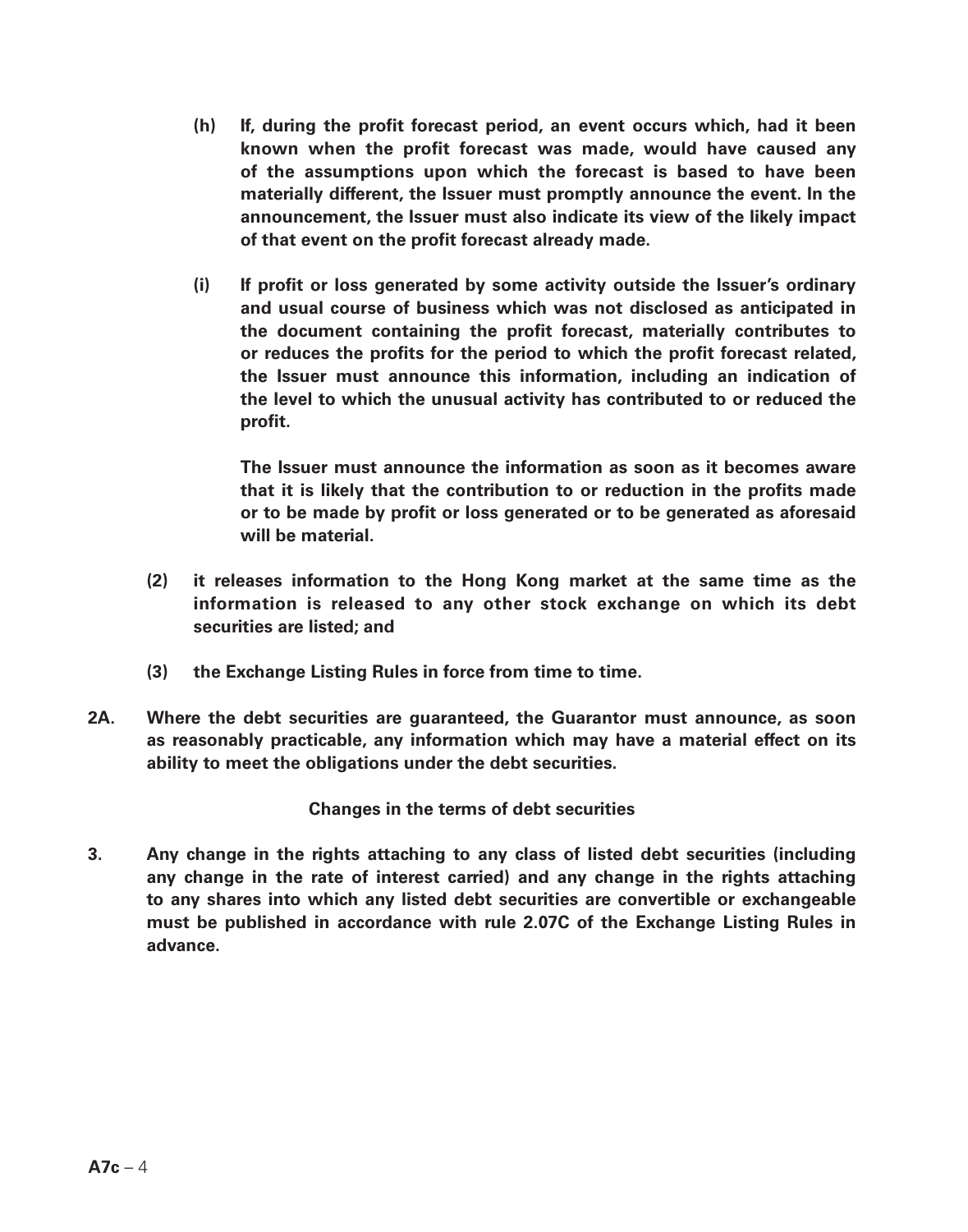**(h) If, during the profit forecast period, an event occurs which, had it been known when the profit forecast was made, would have caused any of the assumptions upon which the forecast is based to have been materially different, the Issuer must promptly announce the event. In the announcement, the Issuer must also indicate its view of the likely impact of that event on the profit forecast already made.**

**(i) If profit or loss generated by some activity outside the Issuer's ordinary and usual course of business which was not disclosed as anticipated in the document containing the profit forecast, materially contributes to or reduces the profits for the period to which the profit forecast related, the Issuer must announce this information, including an indication of the level to which the unusual activity has contributed to or reduced the profit.**

**The Issuer must announce the information as soon as it becomes aware that it is likely that the contribution to or reduction in the profits made or to be made by profit or loss generated or to be generated as aforesaid will be material.**

**(2) it releases information to the Hong Kong market at the same time as the information is released to any other stock exchange on which its debt securities are listed; and**

**(3) the Exchange Listing Rules in force from time to time.**

**2A. Where the debt securities are guaranteed, the Guarantor must announce, as soon as reasonably practicable, any information which may have a material effect on its ability to meet the obligations under the debt securities.**

**Changes in the terms of debt securities**

**3. Any change in the rights attaching to any class of listed debt securities (including any change in the rate of interest carried) and any change in the rights attaching to any shares into which any listed debt securities are convertible or exchangeable must be published in accordance with rule 2.07C of the Exchange Listing Rules in advance.**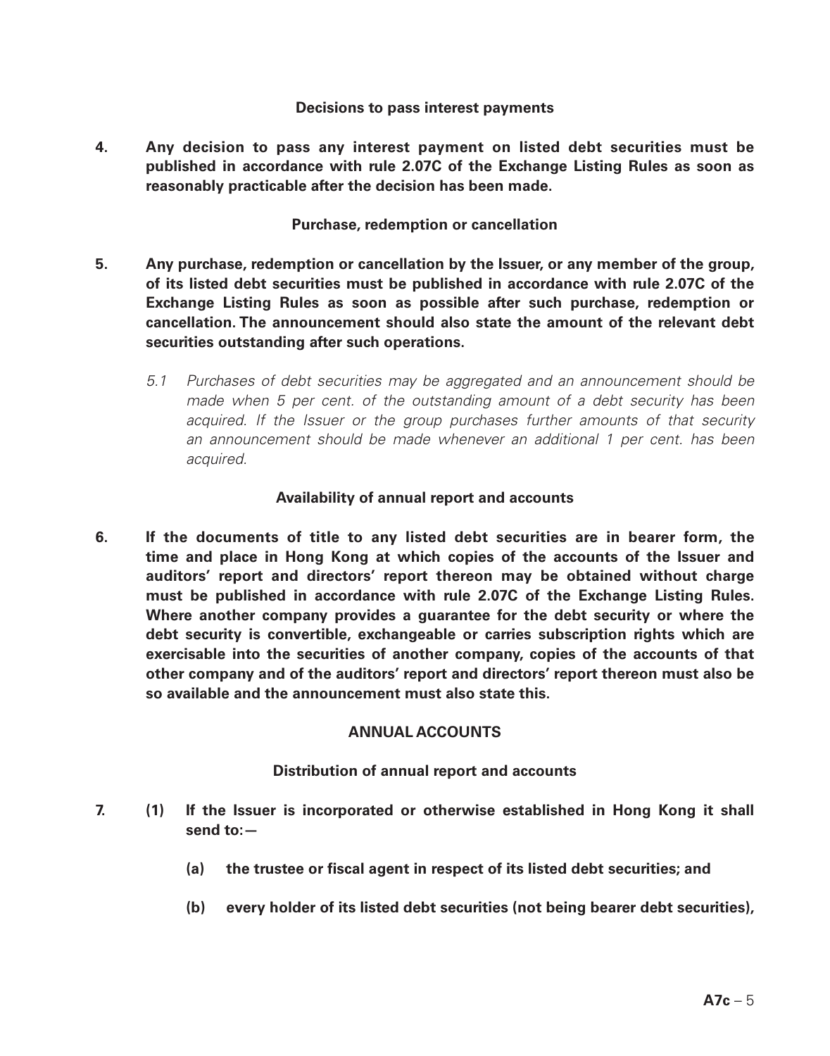**Decisions to pass interest payments**

**4. Any decision to pass any interest payment on listed debt securities must be published in accordance with rule 2.07C of the Exchange Listing Rules as soon as reasonably practicable after the decision has been made.**

**Purchase, redemption or cancellation**

**5. Any purchase, redemption or cancellation by the Issuer, or any member of the group, of its listed debt securities must be published in accordance with rule 2.07C of the Exchange Listing Rules as soon as possible after such purchase, redemption or cancellation. The announcement should also state the amount of the relevant debt securities outstanding after such operations.**

*5.1 Purchases of debt securities may be aggregated and an announcement should be made when 5 per cent. of the outstanding amount of a debt security has been acquired. If the Issuer or the group purchases further amounts of that security an announcement should be made whenever an additional 1 per cent. has been acquired.*

**Availability of annual report and accounts**

**6. If the documents of title to any listed debt securities are in bearer form, the time and place in Hong Kong at which copies of the accounts of the Issuer and auditors' report and directors' report thereon may be obtained without charge must be published in accordance with rule 2.07C of the Exchange Listing Rules. Where another company provides a guarantee for the debt security or where the debt security is convertible, exchangeable or carries subscription rights which are exercisable into the securities of another company, copies of the accounts of that other company and of the auditors' report and directors' report thereon must also be so available and the announcement must also state this.**

## ANNUAL ACCOUNTS

**Distribution of annual report and accounts**

**7. (1) If the Issuer is incorporated or otherwise established in Hong Kong it shall send to:—**

**(a) the trustee or fiscal agent in respect of its listed debt securities; and**

**(b) every holder of its listed debt securities (not being bearer debt securities),**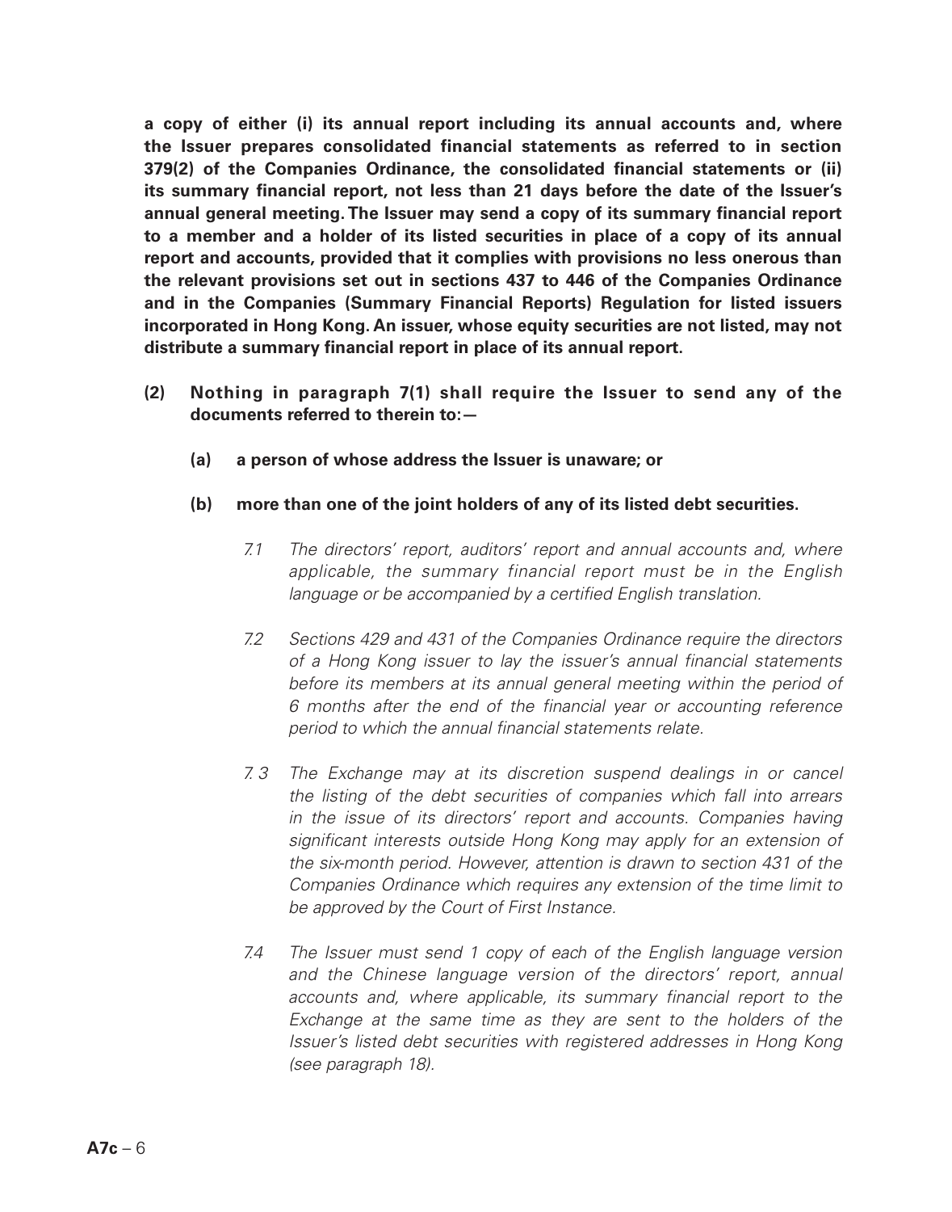**a copy of either (i) its annual report including its annual accounts and, where the Issuer prepares consolidated financial statements as referred to in section 379(2) of the Companies Ordinance, the consolidated financial statements or (ii) its summary financial report, not less than 21 days before the date of the Issuer's annual general meeting. The Issuer may send a copy of its summary financial report to a member and a holder of its listed securities in place of a copy of its annual report and accounts, provided that it complies with provisions no less onerous than the relevant provisions set out in sections 437 to 446 of the Companies Ordinance and in the Companies (Summary Financial Reports) Regulation for listed issuers incorporated in Hong Kong. An issuer, whose equity securities are not listed, may not distribute a summary financial report in place of its annual report.**

**(2) Nothing in paragraph 7(1) shall require the Issuer to send any of the documents referred to therein to:—**

**(a) a person of whose address the Issuer is unaware; or**

**(b) more than one of the joint holders of any of its listed debt securities.**

*7.1 The directors' report, auditors' report and annual accounts and, where applicable, the summary financial report must be in the English language or be accompanied by a certified English translation.*

*7.2 Sections 429 and 431 of the Companies Ordinance require the directors of a Hong Kong issuer to lay the issuer's annual financial statements before its members at its annual general meeting within the period of 6 months after the end of the financial year or accounting reference period to which the annual financial statements relate.*

*7.3 The Exchange may at its discretion suspend dealings in or cancel the listing of the debt securities of companies which fall into arrears in the issue of its directors' report and accounts. Companies having significant interests outside Hong Kong may apply for an extension of the six-month period. However, attention is drawn to section 431 of the Companies Ordinance which requires any extension of the time limit to be approved by the Court of First Instance.*

*7.4 The Issuer must send 1 copy of each of the English language version and the Chinese language version of the directors' report, annual accounts and, where applicable, its summary financial report to the Exchange at the same time as they are sent to the holders of the Issuer's listed debt securities with registered addresses in Hong Kong (see paragraph 18).*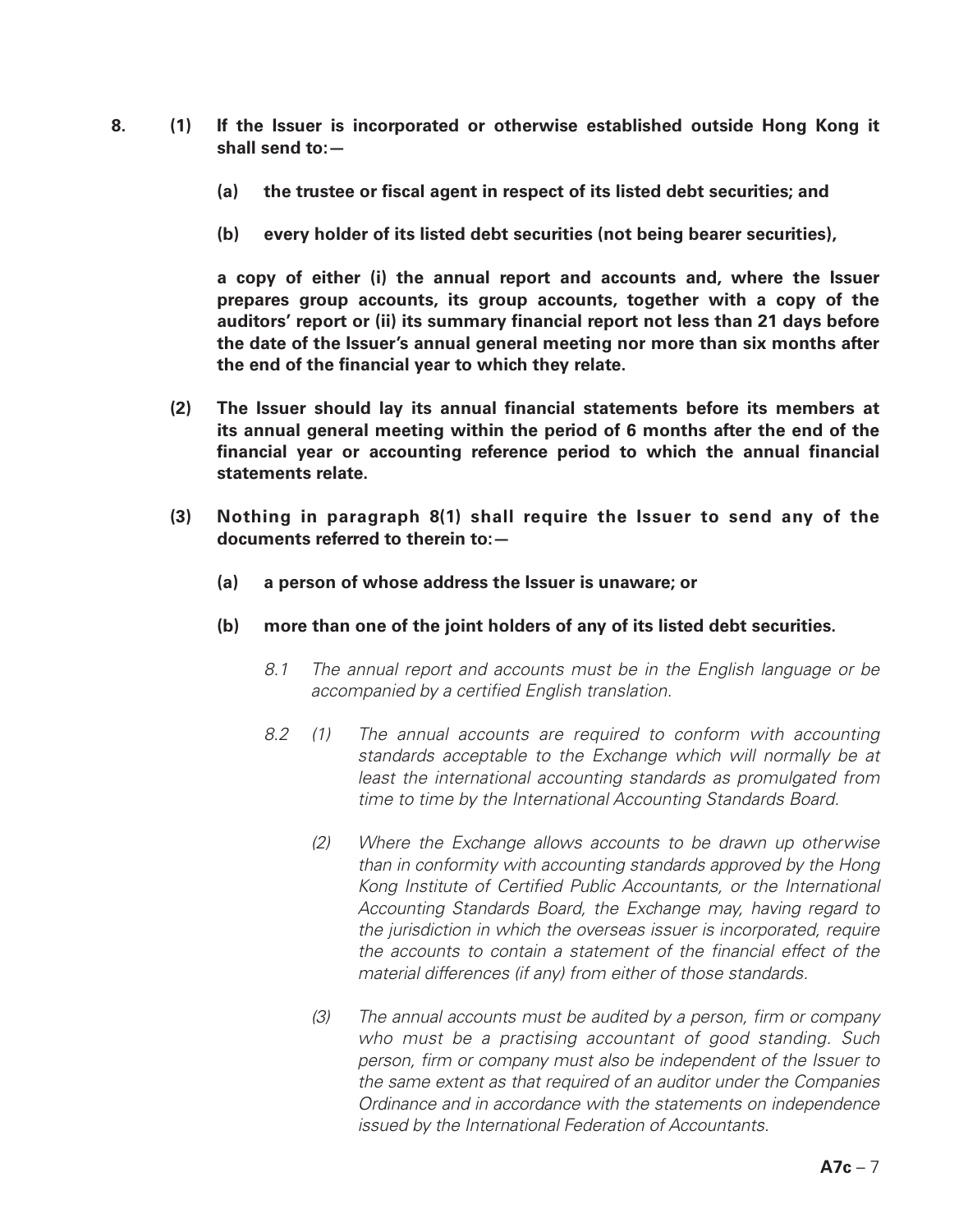**8. (1) If the Issuer is incorporated or otherwise established outside Hong Kong it shall send to:—**

**(a) the trustee or fiscal agent in respect of its listed debt securities; and**

**(b) every holder of its listed debt securities (not being bearer securities),**

**a copy of either (i) the annual report and accounts and, where the Issuer prepares group accounts, its group accounts, together with a copy of the auditors' report or (ii) its summary financial report not less than 21 days before the date of the Issuer's annual general meeting nor more than six months after the end of the financial year to which they relate.**

**(2) The Issuer should lay its annual financial statements before its members at its annual general meeting within the period of 6 months after the end of the financial year or accounting reference period to which the annual financial statements relate.**

**(3) Nothing in paragraph 8(1) shall require the Issuer to send any of the documents referred to therein to:—**

**(a) a person of whose address the Issuer is unaware; or**

**(b) more than one of the joint holders of any of its listed debt securities.**

*8.1 The annual report and accounts must be in the English language or be accompanied by a certified English translation.*

*8.2 (1) The annual accounts are required to conform with accounting standards acceptable to the Exchange which will normally be at least the international accounting standards as promulgated from time to time by the International Accounting Standards Board.*

*(2) Where the Exchange allows accounts to be drawn up otherwise than in conformity with accounting standards approved by the Hong Kong Institute of Certified Public Accountants, or the International Accounting Standards Board, the Exchange may, having regard to the jurisdiction in which the overseas issuer is incorporated, require the accounts to contain a statement of the financial effect of the material differences (if any) from either of those standards.*

*(3) The annual accounts must be audited by a person, firm or company who must be a practising accountant of good standing. Such person, firm or company must also be independent of the Issuer to the same extent as that required of an auditor under the Companies Ordinance and in accordance with the statements on independence issued by the International Federation of Accountants.*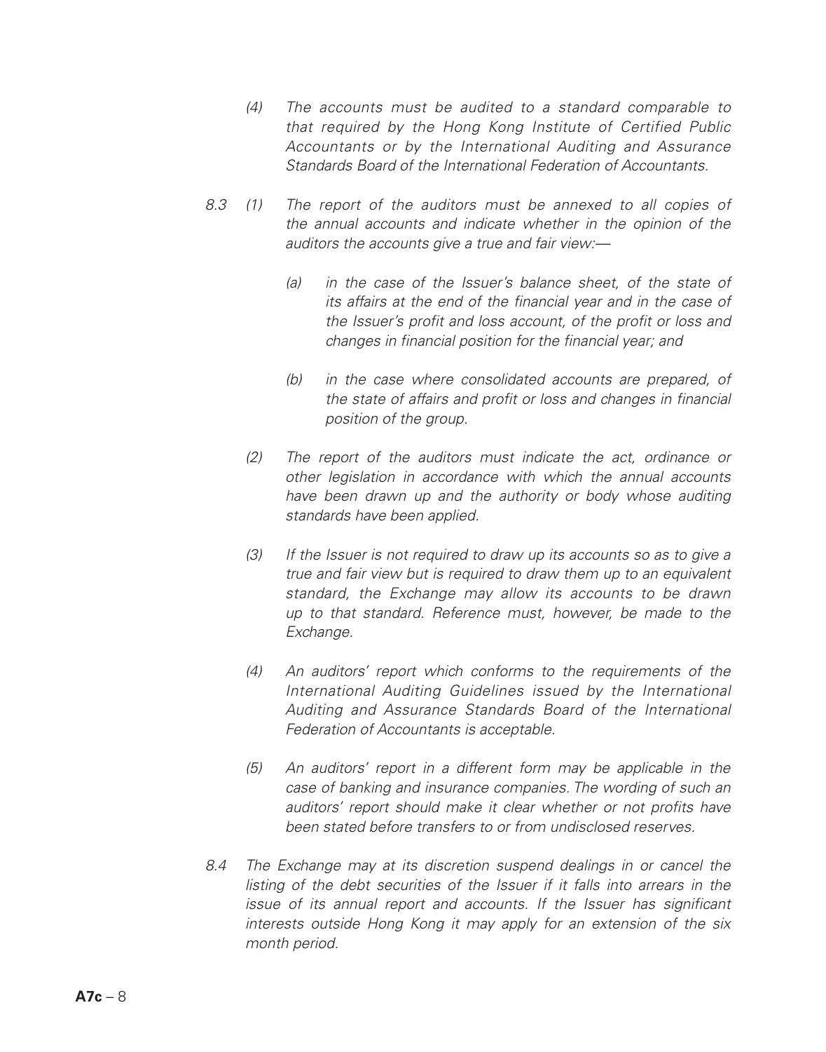*(4) The accounts must be audited to a standard comparable to that required by the Hong Kong Institute of Certified Public Accountants or by the International Auditing and Assurance Standards Board of the International Federation of Accountants.*

*8.3 (1) The report of the auditors must be annexed to all copies of the annual accounts and indicate whether in the opinion of the auditors the accounts give a true and fair view:—*

*(a) in the case of the Issuer's balance sheet, of the state of its affairs at the end of the financial year and in the case of the Issuer's profit and loss account, of the profit or loss and changes in financial position for the financial year; and*

*(b) in the case where consolidated accounts are prepared, of the state of affairs and profit or loss and changes in financial position of the group.*

*(2) The report of the auditors must indicate the act, ordinance or other legislation in accordance with which the annual accounts have been drawn up and the authority or body whose auditing standards have been applied.*

*(3) If the Issuer is not required to draw up its accounts so as to give a true and fair view but is required to draw them up to an equivalent standard, the Exchange may allow its accounts to be drawn up to that standard. Reference must, however, be made to the Exchange.*

*(4) An auditors' report which conforms to the requirements of the International Auditing Guidelines issued by the International Auditing and Assurance Standards Board of the International Federation of Accountants is acceptable.*

*(5) An auditors' report in a different form may be applicable in the case of banking and insurance companies. The wording of such an auditors' report should make it clear whether or not profits have been stated before transfers to or from undisclosed reserves.*

*8.4 The Exchange may at its discretion suspend dealings in or cancel the listing of the debt securities of the Issuer if it falls into arrears in the issue of its annual report and accounts. If the Issuer has significant interests outside Hong Kong it may apply for an extension of the six month period.*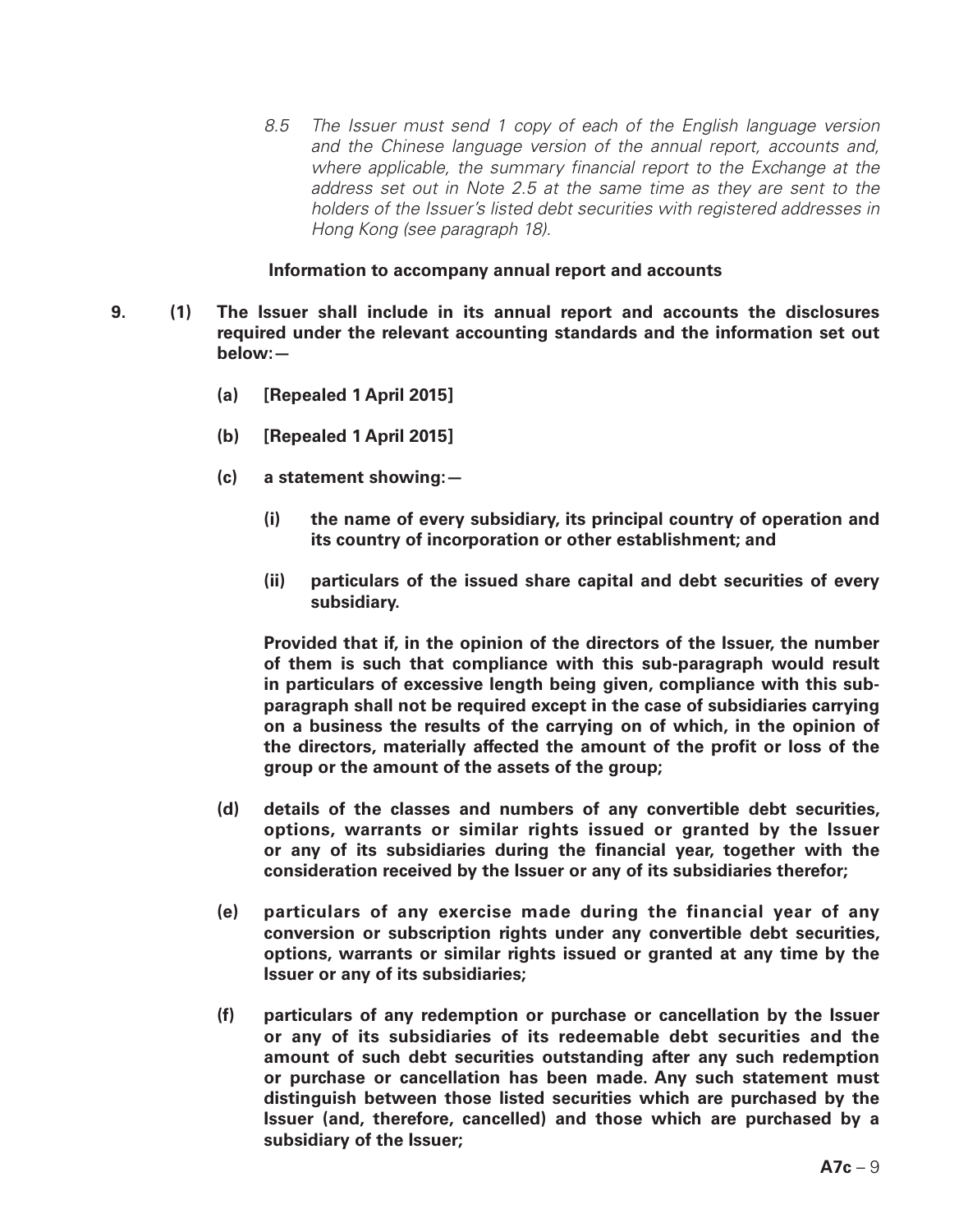*8.5 The Issuer must send 1 copy of each of the English language version and the Chinese language version of the annual report, accounts and, where applicable, the summary financial report to the Exchange at the address set out in Note 2.5 at the same time as they are sent to the holders of the Issuer's listed debt securities with registered addresses in Hong Kong (see paragraph 18).*

**Information to accompany annual report and accounts**

**9. (1) The Issuer shall include in its annual report and accounts the disclosures required under the relevant accounting standards and the information set out below:—**

**(a) [Repealed 1 April 2015]**

**(b) [Repealed 1 April 2015]**

**(c) a statement showing:—**

**(i) the name of every subsidiary, its principal country of operation and its country of incorporation or other establishment; and**

**(ii) particulars of the issued share capital and debt securities of every subsidiary.**

**Provided that if, in the opinion of the directors of the Issuer, the number of them is such that compliance with this sub-paragraph would result in particulars of excessive length being given, compliance with this sub-paragraph shall not be required except in the case of subsidiaries carrying on a business the results of the carrying on of which, in the opinion of the directors, materially affected the amount of the profit or loss of the group or the amount of the assets of the group;**

**(d) details of the classes and numbers of any convertible debt securities, options, warrants or similar rights issued or granted by the Issuer or any of its subsidiaries during the financial year, together with the consideration received by the Issuer or any of its subsidiaries therefor;**

**(e) particulars of any exercise made during the financial year of any conversion or subscription rights under any convertible debt securities, options, warrants or similar rights issued or granted at any time by the Issuer or any of its subsidiaries;**

**(f) particulars of any redemption or purchase or cancellation by the Issuer or any of its subsidiaries of its redeemable debt securities and the amount of such debt securities outstanding after any such redemption or purchase or cancellation has been made. Any such statement must distinguish between those listed securities which are purchased by the Issuer (and, therefore, cancelled) and those which are purchased by a subsidiary of the Issuer;**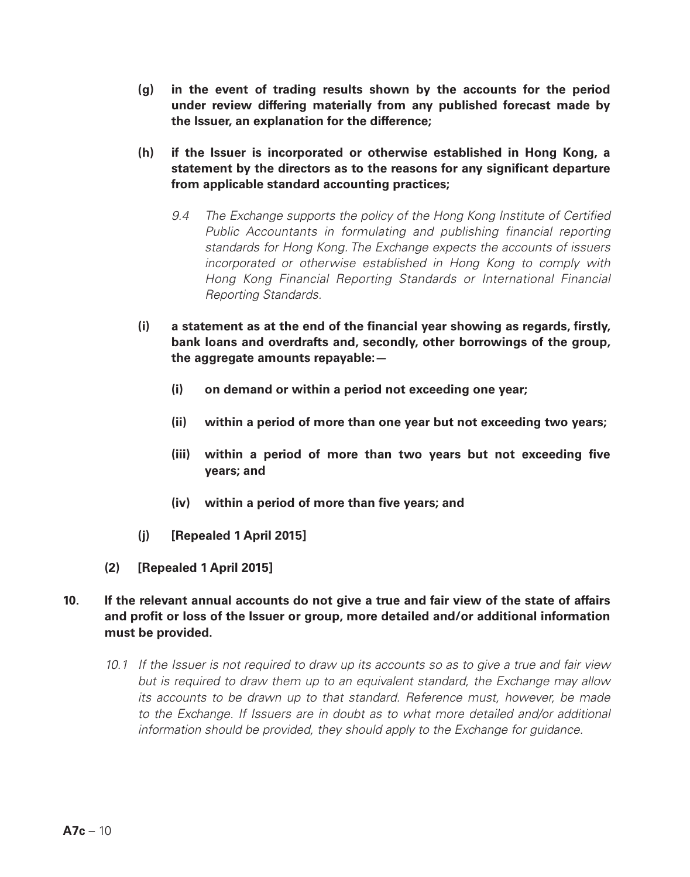**(g) in the event of trading results shown by the accounts for the period under review differing materially from any published forecast made by the Issuer, an explanation for the difference;**

**(h) if the Issuer is incorporated or otherwise established in Hong Kong, a statement by the directors as to the reasons for any significant departure from applicable standard accounting practices;**

*9.4 The Exchange supports the policy of the Hong Kong Institute of Certified Public Accountants in formulating and publishing financial reporting standards for Hong Kong. The Exchange expects the accounts of issuers incorporated or otherwise established in Hong Kong to comply with Hong Kong Financial Reporting Standards or International Financial Reporting Standards.*

**(i) a statement as at the end of the financial year showing as regards, firstly, bank loans and overdrafts and, secondly, other borrowings of the group, the aggregate amounts repayable:—**

**(i) on demand or within a period not exceeding one year;**

**(ii) within a period of more than one year but not exceeding two years;**

**(iii) within a period of more than two years but not exceeding five years; and**

**(iv) within a period of more than five years; and**

**(j) [Repealed 1 April 2015]**

**(2) [Repealed 1 April 2015]**

**10. If the relevant annual accounts do not give a true and fair view of the state of affairs and profit or loss of the Issuer or group, more detailed and/or additional information must be provided.**

*10.1 If the Issuer is not required to draw up its accounts so as to give a true and fair view but is required to draw them up to an equivalent standard, the Exchange may allow its accounts to be drawn up to that standard. Reference must, however, be made to the Exchange. If Issuers are in doubt as to what more detailed and/or additional information should be provided, they should apply to the Exchange for guidance.*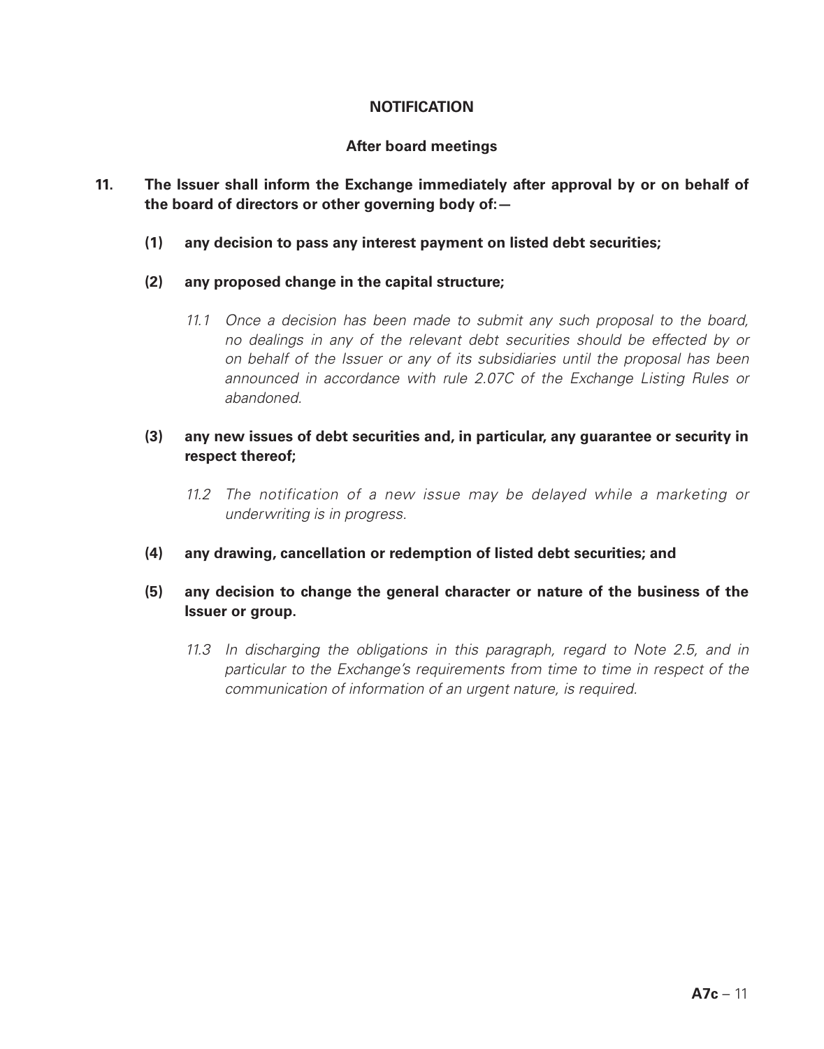## NOTIFICATION

### After board meetings

**11. The Issuer shall inform the Exchange immediately after approval by or on behalf of the board of directors or other governing body of:—**

**(1) any decision to pass any interest payment on listed debt securities;**

**(2) any proposed change in the capital structure;**

*11.1 Once a decision has been made to submit any such proposal to the board, no dealings in any of the relevant debt securities should be effected by or on behalf of the Issuer or any of its subsidiaries until the proposal has been announced in accordance with rule 2.07C of the Exchange Listing Rules or abandoned.*

**(3) any new issues of debt securities and, in particular, any guarantee or security in respect thereof;**

*11.2 The notification of a new issue may be delayed while a marketing or underwriting is in progress.*

**(4) any drawing, cancellation or redemption of listed debt securities; and**

**(5) any decision to change the general character or nature of the business of the Issuer or group.**

*11.3 In discharging the obligations in this paragraph, regard to Note 2.5, and in particular to the Exchange's requirements from time to time in respect of the communication of information of an urgent nature, is required.*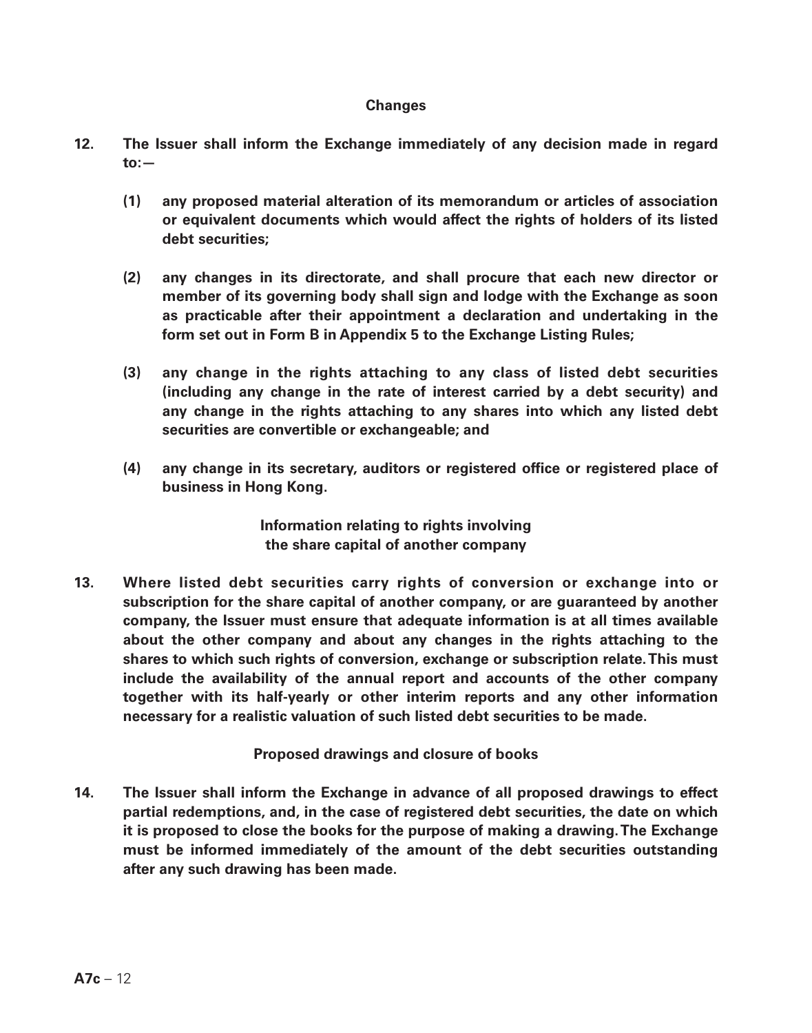## Changes

**12. The Issuer shall inform the Exchange immediately of any decision made in regard to:—**

**(1) any proposed material alteration of its memorandum or articles of association or equivalent documents which would affect the rights of holders of its listed debt securities;**

**(2) any changes in its directorate, and shall procure that each new director or member of its governing body shall sign and lodge with the Exchange as soon as practicable after their appointment a declaration and undertaking in the form set out in Form B in Appendix 5 to the Exchange Listing Rules;**

**(3) any change in the rights attaching to any class of listed debt securities (including any change in the rate of interest carried by a debt security) and any change in the rights attaching to any shares into which any listed debt securities are convertible or exchangeable; and**

**(4) any change in its secretary, auditors or registered office or registered place of business in Hong Kong.**

## Information relating to rights involving the share capital of another company

**13. Where listed debt securities carry rights of conversion or exchange into or subscription for the share capital of another company, or are guaranteed by another company, the Issuer must ensure that adequate information is at all times available about the other company and about any changes in the rights attaching to the shares to which such rights of conversion, exchange or subscription relate. This must include the availability of the annual report and accounts of the other company together with its half-yearly or other interim reports and any other information necessary for a realistic valuation of such listed debt securities to be made.**

## Proposed drawings and closure of books

**14. The Issuer shall inform the Exchange in advance of all proposed drawings to effect partial redemptions, and, in the case of registered debt securities, the date on which it is proposed to close the books for the purpose of making a drawing. The Exchange must be informed immediately of the amount of the debt securities outstanding after any such drawing has been made.**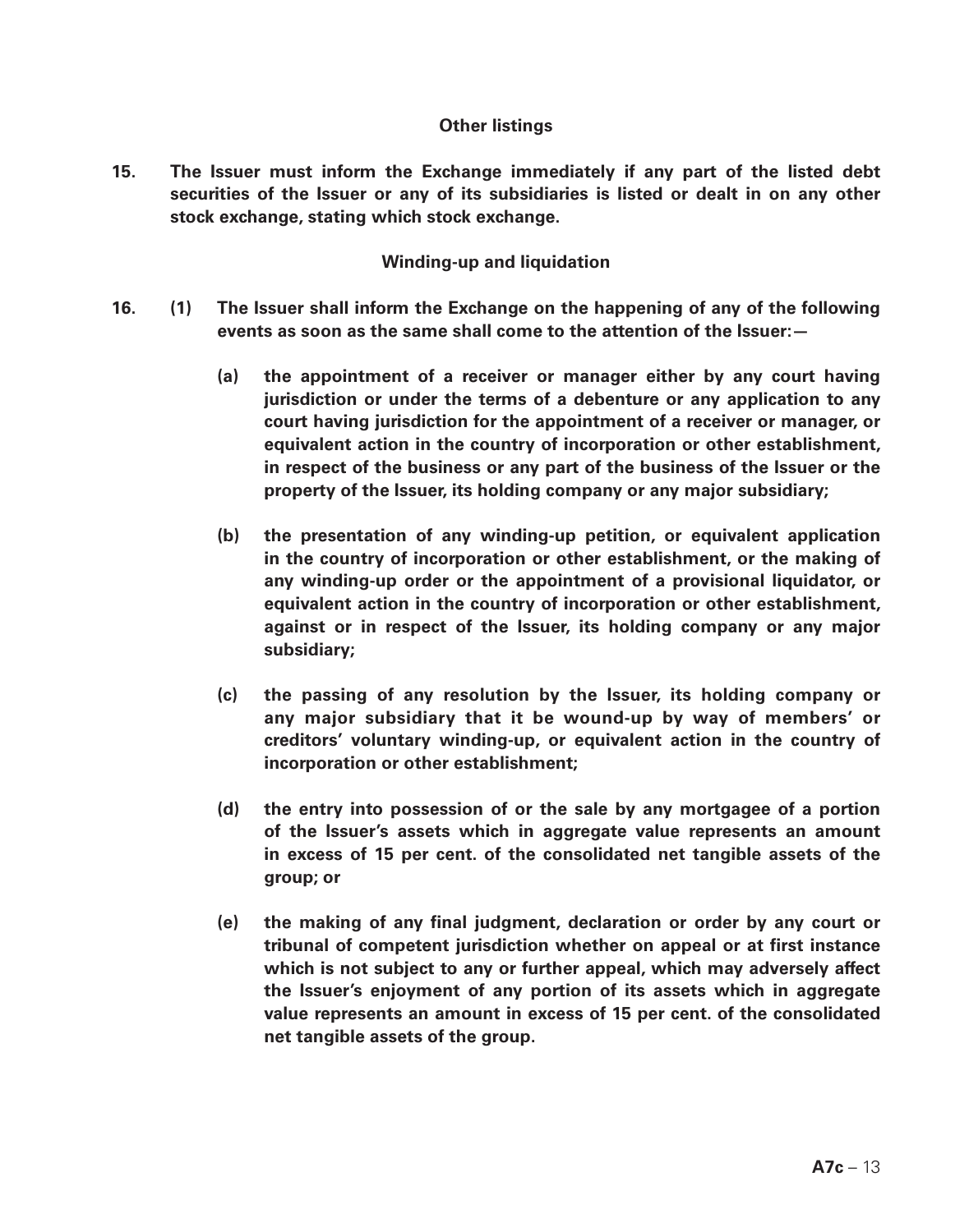## Other listings

**15. The Issuer must inform the Exchange immediately if any part of the listed debt securities of the Issuer or any of its subsidiaries is listed or dealt in on any other stock exchange, stating which stock exchange.**

## Winding-up and liquidation

**16. (1) The Issuer shall inform the Exchange on the happening of any of the following events as soon as the same shall come to the attention of the Issuer:—**

**(a) the appointment of a receiver or manager either by any court having jurisdiction or under the terms of a debenture or any application to any court having jurisdiction for the appointment of a receiver or manager, or equivalent action in the country of incorporation or other establishment, in respect of the business or any part of the business of the Issuer or the property of the Issuer, its holding company or any major subsidiary;**

**(b) the presentation of any winding-up petition, or equivalent application in the country of incorporation or other establishment, or the making of any winding-up order or the appointment of a provisional liquidator, or equivalent action in the country of incorporation or other establishment, against or in respect of the Issuer, its holding company or any major subsidiary;**

**(c) the passing of any resolution by the Issuer, its holding company or any major subsidiary that it be wound-up by way of members' or creditors' voluntary winding-up, or equivalent action in the country of incorporation or other establishment;**

**(d) the entry into possession of or the sale by any mortgagee of a portion of the Issuer's assets which in aggregate value represents an amount in excess of 15 per cent. of the consolidated net tangible assets of the group; or**

**(e) the making of any final judgment, declaration or order by any court or tribunal of competent jurisdiction whether on appeal or at first instance which is not subject to any or further appeal, which may adversely affect the Issuer's enjoyment of any portion of its assets which in aggregate value represents an amount in excess of 15 per cent. of the consolidated net tangible assets of the group.**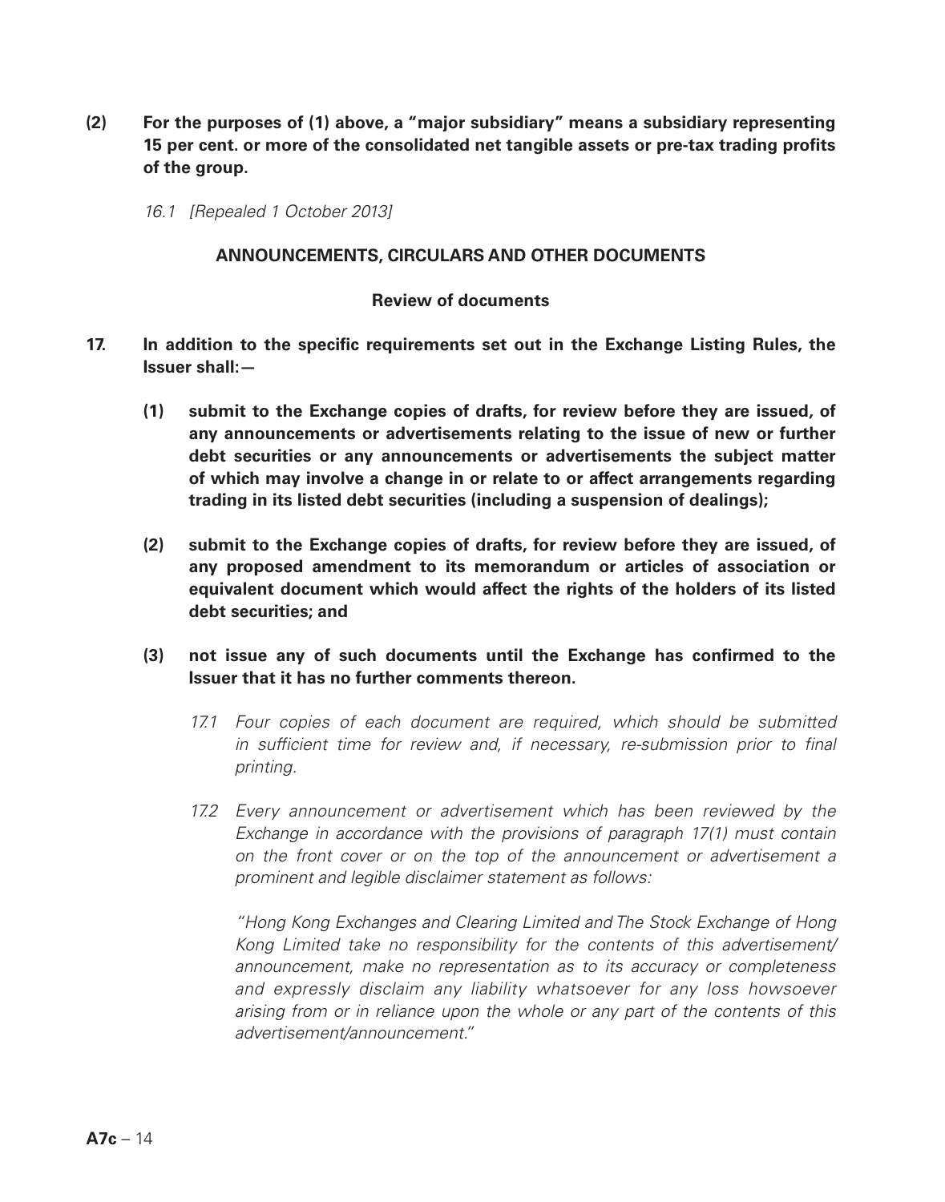**(2) For the purposes of (1) above, a "major subsidiary" means a subsidiary representing 15 per cent. or more of the consolidated net tangible assets or pre-tax trading profits of the group.**

*16.1 [Repealed 1 October 2013]*

## ANNOUNCEMENTS, CIRCULARS AND OTHER DOCUMENTS

### Review of documents

**17. In addition to the specific requirements set out in the Exchange Listing Rules, the Issuer shall:—**

**(1) submit to the Exchange copies of drafts, for review before they are issued, of any announcements or advertisements relating to the issue of new or further debt securities or any announcements or advertisements the subject matter of which may involve a change in or relate to or affect arrangements regarding trading in its listed debt securities (including a suspension of dealings);**

**(2) submit to the Exchange copies of drafts, for review before they are issued, of any proposed amendment to its memorandum or articles of association or equivalent document which would affect the rights of the holders of its listed debt securities; and**

**(3) not issue any of such documents until the Exchange has confirmed to the Issuer that it has no further comments thereon.**

*17.1 Four copies of each document are required, which should be submitted in sufficient time for review and, if necessary, re-submission prior to final printing.*

*17.2 Every announcement or advertisement which has been reviewed by the Exchange in accordance with the provisions of paragraph 17(1) must contain on the front cover or on the top of the announcement or advertisement a prominent and legible disclaimer statement as follows:*

*"Hong Kong Exchanges and Clearing Limited and The Stock Exchange of Hong Kong Limited take no responsibility for the contents of this advertisement/announcement, make no representation as to its accuracy or completeness and expressly disclaim any liability whatsoever for any loss howsoever arising from or in reliance upon the whole or any part of the contents of this advertisement/announcement."*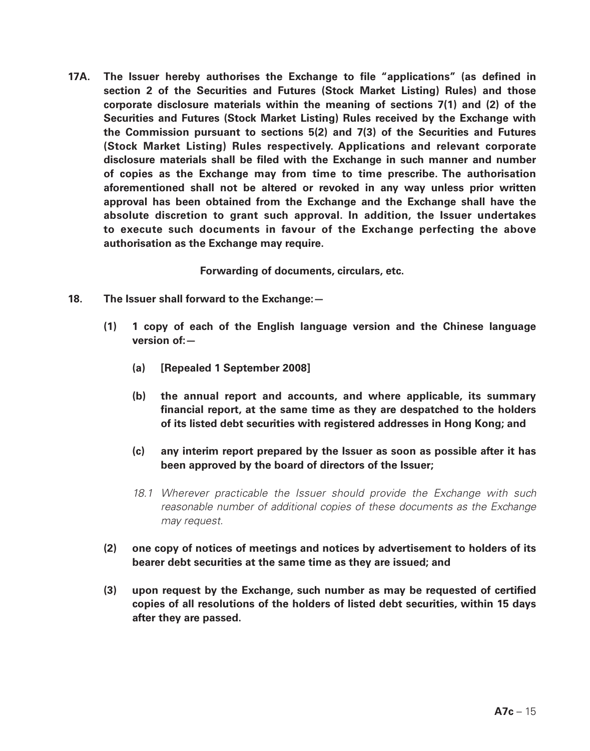**17A. The Issuer hereby authorises the Exchange to file "applications" (as defined in section 2 of the Securities and Futures (Stock Market Listing) Rules) and those corporate disclosure materials within the meaning of sections 7(1) and (2) of the Securities and Futures (Stock Market Listing) Rules received by the Exchange with the Commission pursuant to sections 5(2) and 7(3) of the Securities and Futures (Stock Market Listing) Rules respectively. Applications and relevant corporate disclosure materials shall be filed with the Exchange in such manner and number of copies as the Exchange may from time to time prescribe. The authorisation aforementioned shall not be altered or revoked in any way unless prior written approval has been obtained from the Exchange and the Exchange shall have the absolute discretion to grant such approval. In addition, the Issuer undertakes to execute such documents in favour of the Exchange perfecting the above authorisation as the Exchange may require.**

**Forwarding of documents, circulars, etc.**

**18. The Issuer shall forward to the Exchange:—**

**(1) 1 copy of each of the English language version and the Chinese language version of:—**

**(a) [Repealed 1 September 2008]**

**(b) the annual report and accounts, and where applicable, its summary financial report, at the same time as they are despatched to the holders of its listed debt securities with registered addresses in Hong Kong; and**

**(c) any interim report prepared by the Issuer as soon as possible after it has been approved by the board of directors of the Issuer;**

*18.1 Wherever practicable the Issuer should provide the Exchange with such reasonable number of additional copies of these documents as the Exchange may request.*

**(2) one copy of notices of meetings and notices by advertisement to holders of its bearer debt securities at the same time as they are issued; and**

**(3) upon request by the Exchange, such number as may be requested of certified copies of all resolutions of the holders of listed debt securities, within 15 days after they are passed.**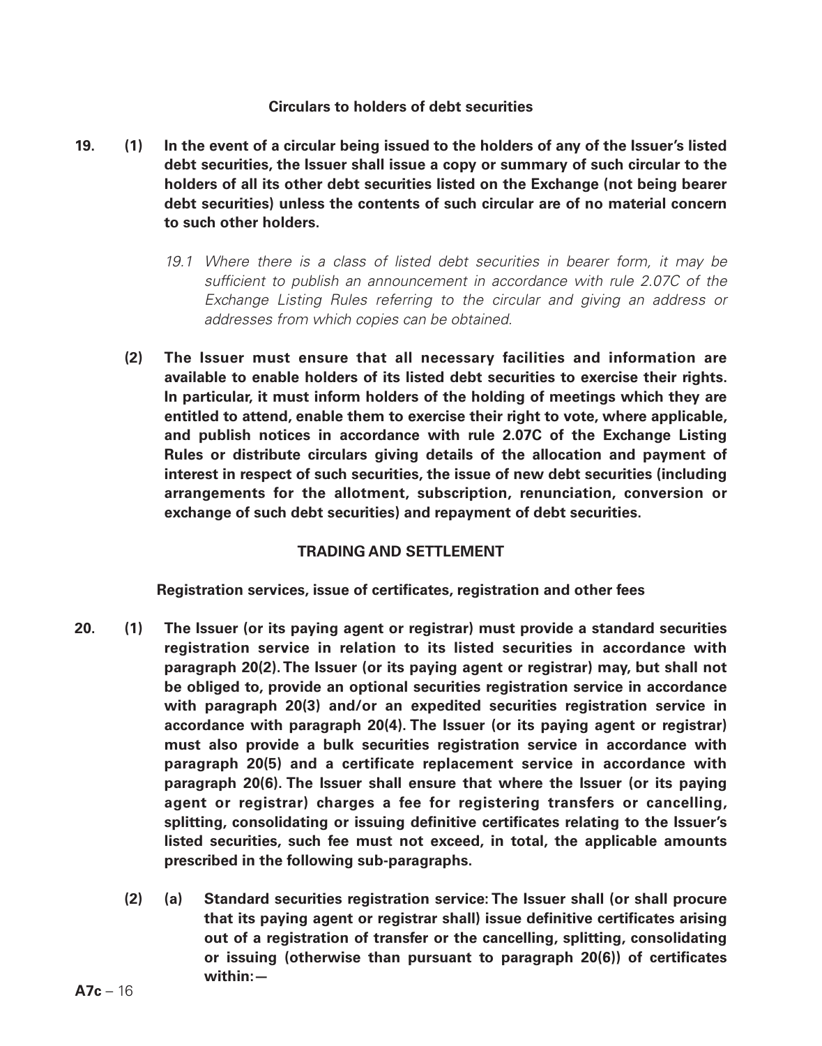**Circulars to holders of debt securities**

**19. (1) In the event of a circular being issued to the holders of any of the Issuer's listed debt securities, the Issuer shall issue a copy or summary of such circular to the holders of all its other debt securities listed on the Exchange (not being bearer debt securities) unless the contents of such circular are of no material concern to such other holders.**

*19.1 Where there is a class of listed debt securities in bearer form, it may be sufficient to publish an announcement in accordance with rule 2.07C of the Exchange Listing Rules referring to the circular and giving an address or addresses from which copies can be obtained.*

**(2) The Issuer must ensure that all necessary facilities and information are available to enable holders of its listed debt securities to exercise their rights. In particular, it must inform holders of the holding of meetings which they are entitled to attend, enable them to exercise their right to vote, where applicable, and publish notices in accordance with rule 2.07C of the Exchange Listing Rules or distribute circulars giving details of the allocation and payment of interest in respect of such securities, the issue of new debt securities (including arrangements for the allotment, subscription, renunciation, conversion or exchange of such debt securities) and repayment of debt securities.**

## TRADING AND SETTLEMENT

**Registration services, issue of certificates, registration and other fees**

**20. (1) The Issuer (or its paying agent or registrar) must provide a standard securities registration service in relation to its listed securities in accordance with paragraph 20(2). The Issuer (or its paying agent or registrar) may, but shall not be obliged to, provide an optional securities registration service in accordance with paragraph 20(3) and/or an expedited securities registration service in accordance with paragraph 20(4). The Issuer (or its paying agent or registrar) must also provide a bulk securities registration service in accordance with paragraph 20(5) and a certificate replacement service in accordance with paragraph 20(6). The Issuer shall ensure that where the Issuer (or its paying agent or registrar) charges a fee for registering transfers or cancelling, splitting, consolidating or issuing definitive certificates relating to the Issuer's listed securities, such fee must not exceed, in total, the applicable amounts prescribed in the following sub-paragraphs.**

**(2) (a) Standard securities registration service: The Issuer shall (or shall procure that its paying agent or registrar shall) issue definitive certificates arising out of a registration of transfer or the cancelling, splitting, consolidating or issuing (otherwise than pursuant to paragraph 20(6)) of certificates within:—**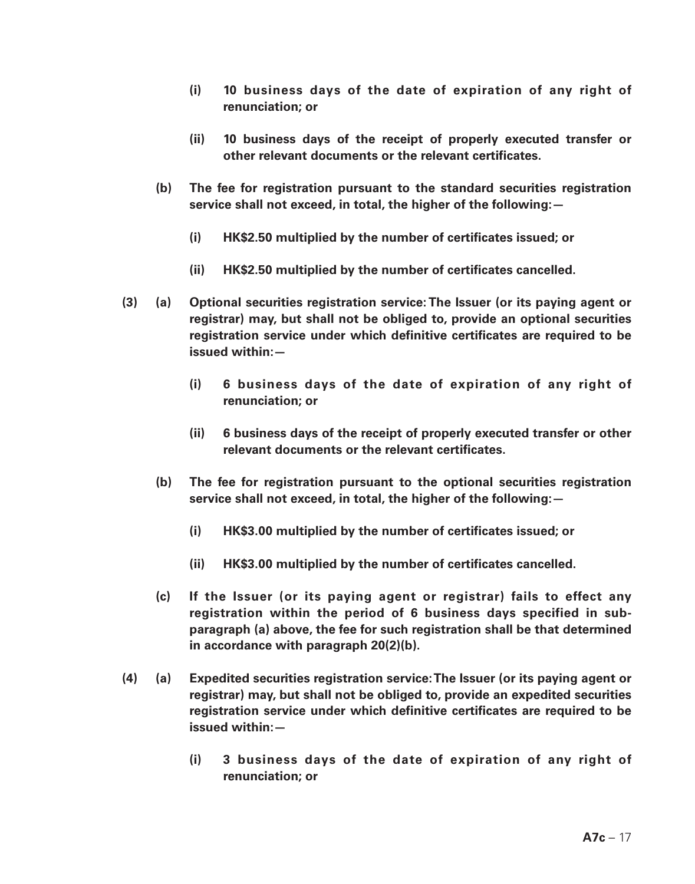- **(i) 10 business days of the date of expiration of any right of renunciation; or**

- **(ii) 10 business days of the receipt of properly executed transfer or other relevant documents or the relevant certificates.**

**(b) The fee for registration pursuant to the standard securities registration service shall not exceed, in total, the higher of the following:—**

- **(i) HK$2.50 multiplied by the number of certificates issued; or**

- **(ii) HK$2.50 multiplied by the number of certificates cancelled.**

**(3) (a) Optional securities registration service: The Issuer (or its paying agent or registrar) may, but shall not be obliged to, provide an optional securities registration service under which definitive certificates are required to be issued within:—**

- **(i) 6 business days of the date of expiration of any right of renunciation; or**

- **(ii) 6 business days of the receipt of properly executed transfer or other relevant documents or the relevant certificates.**

**(b) The fee for registration pursuant to the optional securities registration service shall not exceed, in total, the higher of the following:—**

- **(i) HK$3.00 multiplied by the number of certificates issued; or**

- **(ii) HK$3.00 multiplied by the number of certificates cancelled.**

**(c) If the Issuer (or its paying agent or registrar) fails to effect any registration within the period of 6 business days specified in sub-paragraph (a) above, the fee for such registration shall be that determined in accordance with paragraph 20(2)(b).**

**(4) (a) Expedited securities registration service: The Issuer (or its paying agent or registrar) may, but shall not be obliged to, provide an expedited securities registration service under which definitive certificates are required to be issued within:—**

- **(i) 3 business days of the date of expiration of any right of renunciation; or**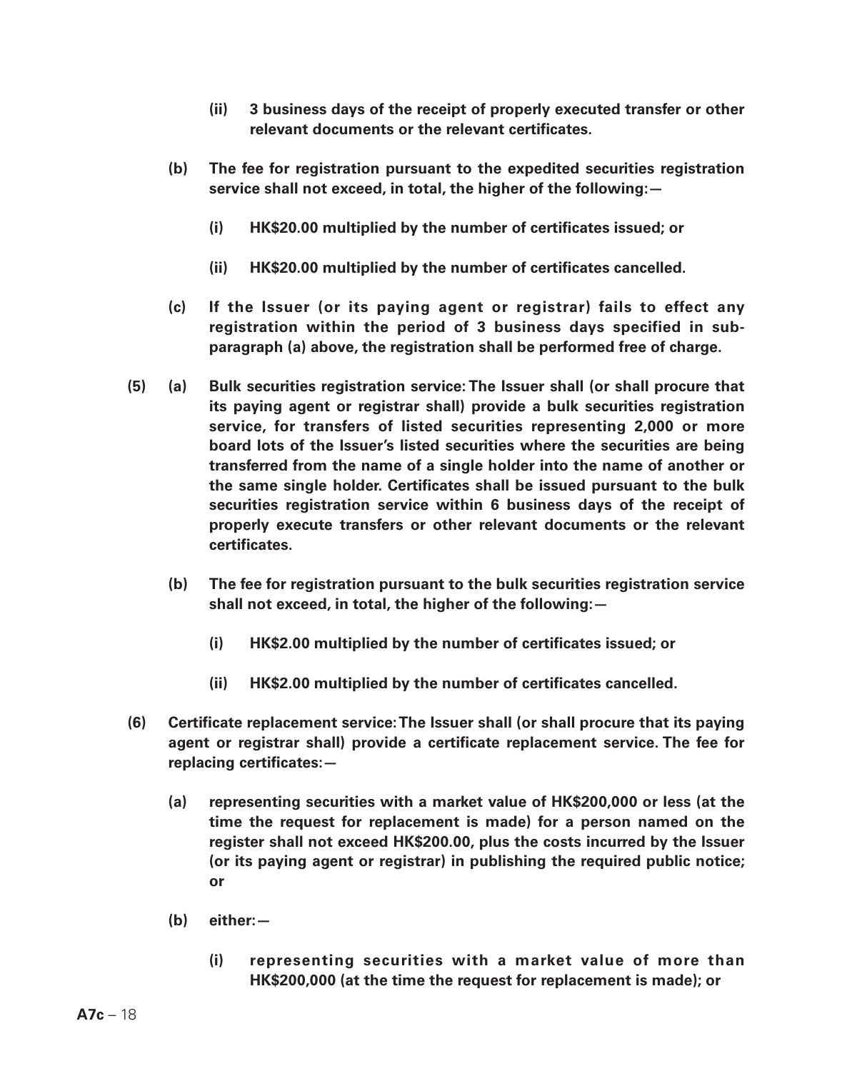- **(ii) 3 business days of the receipt of properly executed transfer or other relevant documents or the relevant certificates.**

- **(b) The fee for registration pursuant to the expedited securities registration service shall not exceed, in total, the higher of the following:—**

  - **(i) HK$20.00 multiplied by the number of certificates issued; or**

  - **(ii) HK$20.00 multiplied by the number of certificates cancelled.**

- **(c) If the Issuer (or its paying agent or registrar) fails to effect any registration within the period of 3 business days specified in sub-paragraph (a) above, the registration shall be performed free of charge.**

**(5) (a) Bulk securities registration service: The Issuer shall (or shall procure that its paying agent or registrar shall) provide a bulk securities registration service, for transfers of listed securities representing 2,000 or more board lots of the Issuer's listed securities where the securities are being transferred from the name of a single holder into the name of another or the same single holder. Certificates shall be issued pursuant to the bulk securities registration service within 6 business days of the receipt of properly execute transfers or other relevant documents or the relevant certificates.**

- **(b) The fee for registration pursuant to the bulk securities registration service shall not exceed, in total, the higher of the following:—**

  - **(i) HK$2.00 multiplied by the number of certificates issued; or**

  - **(ii) HK$2.00 multiplied by the number of certificates cancelled.**

**(6) Certificate replacement service: The Issuer shall (or shall procure that its paying agent or registrar shall) provide a certificate replacement service. The fee for replacing certificates:—**

- **(a) representing securities with a market value of HK$200,000 or less (at the time the request for replacement is made) for a person named on the register shall not exceed HK$200.00, plus the costs incurred by the Issuer (or its paying agent or registrar) in publishing the required public notice; or**

- **(b) either:—**

  - **(i) representing securities with a market value of more than HK$200,000 (at the time the request for replacement is made); or**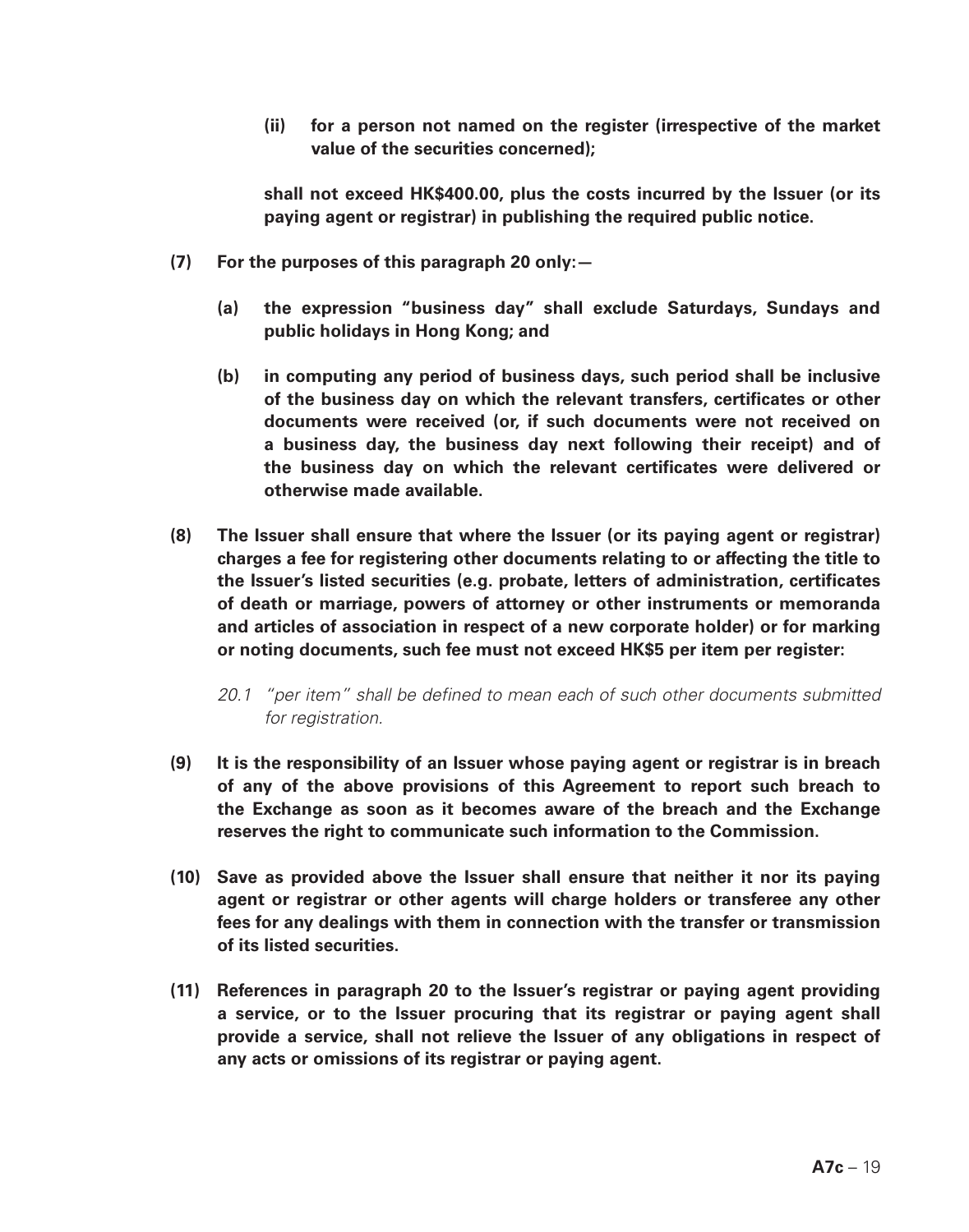**(ii) for a person not named on the register (irrespective of the market value of the securities concerned);**

**shall not exceed HK$400.00, plus the costs incurred by the Issuer (or its paying agent or registrar) in publishing the required public notice.**

**(7) For the purposes of this paragraph 20 only:—**

**(a) the expression "business day" shall exclude Saturdays, Sundays and public holidays in Hong Kong; and**

**(b) in computing any period of business days, such period shall be inclusive of the business day on which the relevant transfers, certificates or other documents were received (or, if such documents were not received on a business day, the business day next following their receipt) and of the business day on which the relevant certificates were delivered or otherwise made available.**

**(8) The Issuer shall ensure that where the Issuer (or its paying agent or registrar) charges a fee for registering other documents relating to or affecting the title to the Issuer's listed securities (e.g. probate, letters of administration, certificates of death or marriage, powers of attorney or other instruments or memoranda and articles of association in respect of a new corporate holder) or for marking or noting documents, such fee must not exceed HK$5 per item per register:**

*20.1 "per item" shall be defined to mean each of such other documents submitted for registration.*

**(9) It is the responsibility of an Issuer whose paying agent or registrar is in breach of any of the above provisions of this Agreement to report such breach to the Exchange as soon as it becomes aware of the breach and the Exchange reserves the right to communicate such information to the Commission.**

**(10) Save as provided above the Issuer shall ensure that neither it nor its paying agent or registrar or other agents will charge holders or transferee any other fees for any dealings with them in connection with the transfer or transmission of its listed securities.**

**(11) References in paragraph 20 to the Issuer's registrar or paying agent providing a service, or to the Issuer procuring that its registrar or paying agent shall provide a service, shall not relieve the Issuer of any obligations in respect of any acts or omissions of its registrar or paying agent.**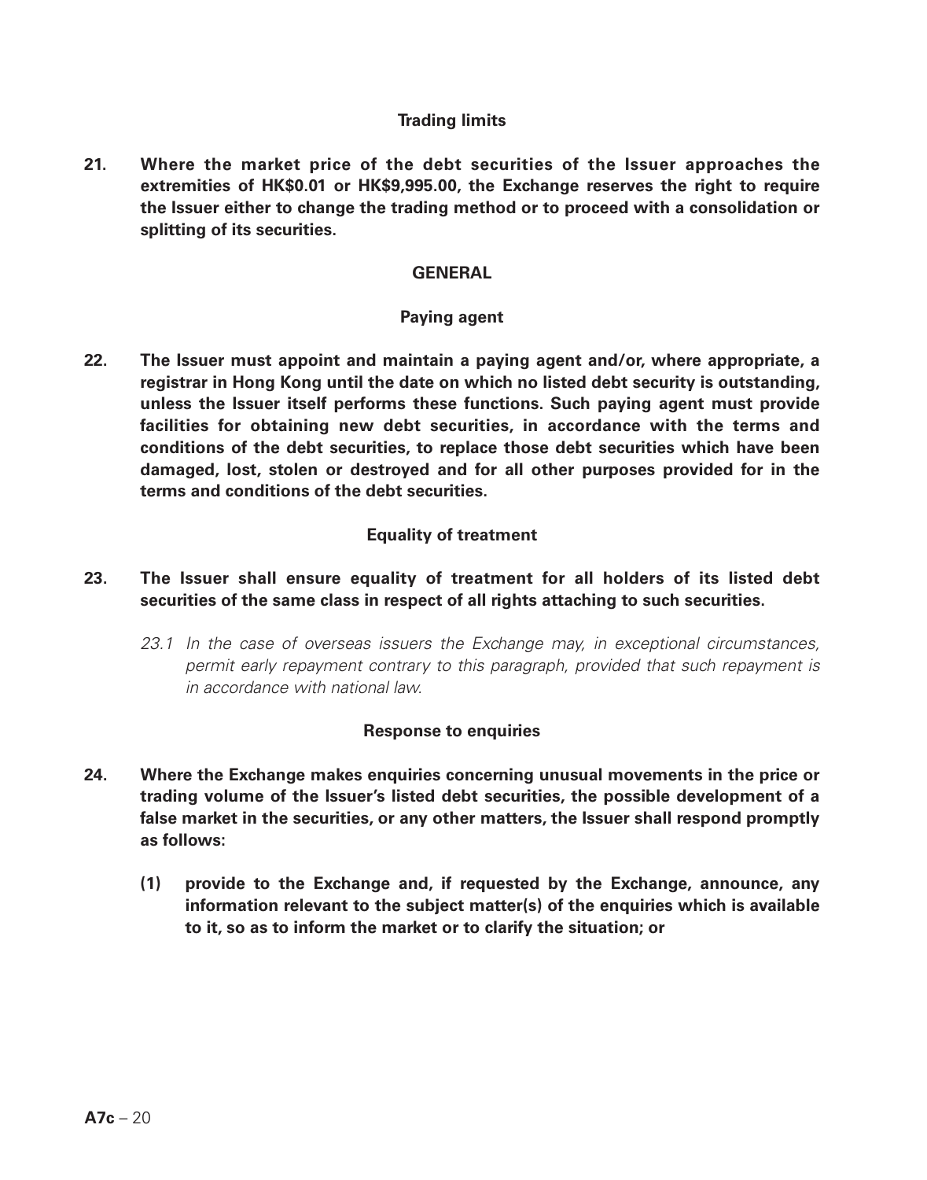### Trading limits

**21. Where the market price of the debt securities of the Issuer approaches the extremities of HK$0.01 or HK$9,995.00, the Exchange reserves the right to require the Issuer either to change the trading method or to proceed with a consolidation or splitting of its securities.**

## GENERAL

### Paying agent

**22. The Issuer must appoint and maintain a paying agent and/or, where appropriate, a registrar in Hong Kong until the date on which no listed debt security is outstanding, unless the Issuer itself performs these functions. Such paying agent must provide facilities for obtaining new debt securities, in accordance with the terms and conditions of the debt securities, to replace those debt securities which have been damaged, lost, stolen or destroyed and for all other purposes provided for in the terms and conditions of the debt securities.**

### Equality of treatment

**23. The Issuer shall ensure equality of treatment for all holders of its listed debt securities of the same class in respect of all rights attaching to such securities.**

*23.1 In the case of overseas issuers the Exchange may, in exceptional circumstances, permit early repayment contrary to this paragraph, provided that such repayment is in accordance with national law.*

### Response to enquiries

**24. Where the Exchange makes enquiries concerning unusual movements in the price or trading volume of the Issuer's listed debt securities, the possible development of a false market in the securities, or any other matters, the Issuer shall respond promptly as follows:**

**(1) provide to the Exchange and, if requested by the Exchange, announce, any information relevant to the subject matter(s) of the enquiries which is available to it, so as to inform the market or to clarify the situation; or**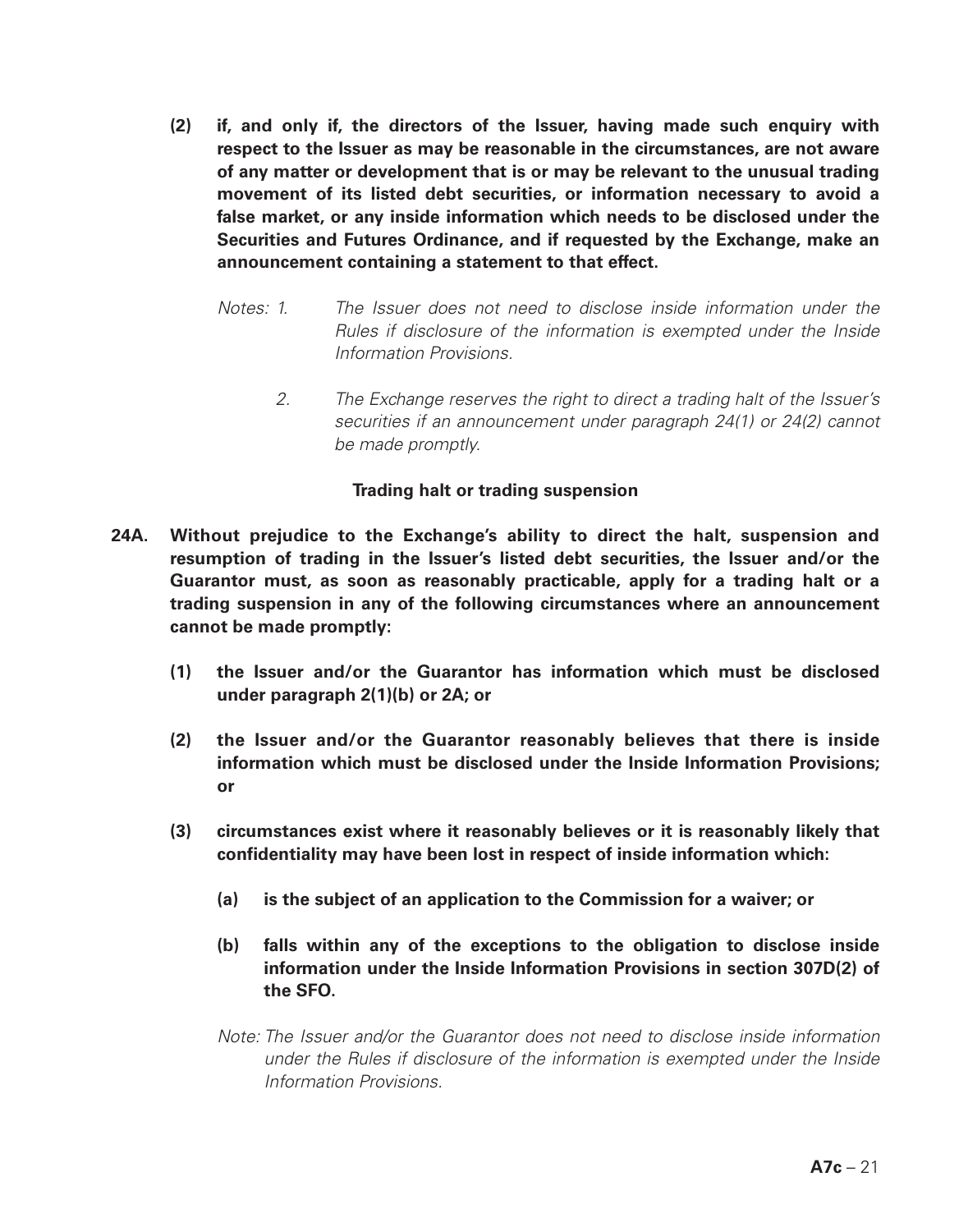**(2) if, and only if, the directors of the Issuer, having made such enquiry with respect to the Issuer as may be reasonable in the circumstances, are not aware of any matter or development that is or may be relevant to the unusual trading movement of its listed debt securities, or information necessary to avoid a false market, or any inside information which needs to be disclosed under the Securities and Futures Ordinance, and if requested by the Exchange, make an announcement containing a statement to that effect.**

*Notes: 1. The Issuer does not need to disclose inside information under the Rules if disclosure of the information is exempted under the Inside Information Provisions.*

*2. The Exchange reserves the right to direct a trading halt of the Issuer's securities if an announcement under paragraph 24(1) or 24(2) cannot be made promptly.*

**Trading halt or trading suspension**

**24A. Without prejudice to the Exchange's ability to direct the halt, suspension and resumption of trading in the Issuer's listed debt securities, the Issuer and/or the Guarantor must, as soon as reasonably practicable, apply for a trading halt or a trading suspension in any of the following circumstances where an announcement cannot be made promptly:**

**(1) the Issuer and/or the Guarantor has information which must be disclosed under paragraph 2(1)(b) or 2A; or**

**(2) the Issuer and/or the Guarantor reasonably believes that there is inside information which must be disclosed under the Inside Information Provisions; or**

**(3) circumstances exist where it reasonably believes or it is reasonably likely that confidentiality may have been lost in respect of inside information which:**

**(a) is the subject of an application to the Commission for a waiver; or**

**(b) falls within any of the exceptions to the obligation to disclose inside information under the Inside Information Provisions in section 307D(2) of the SFO.**

*Note: The Issuer and/or the Guarantor does not need to disclose inside information under the Rules if disclosure of the information is exempted under the Inside Information Provisions.*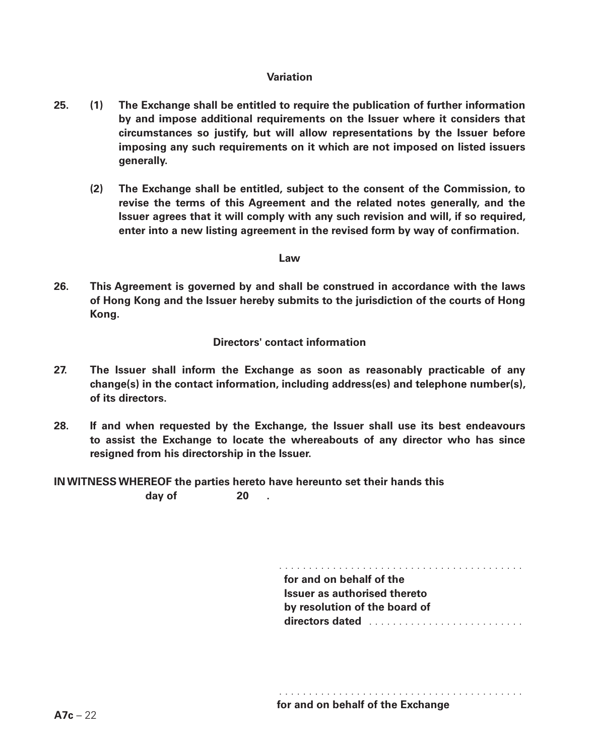### Variation

**25. (1) The Exchange shall be entitled to require the publication of further information by and impose additional requirements on the Issuer where it considers that circumstances so justify, but will allow representations by the Issuer before imposing any such requirements on it which are not imposed on listed issuers generally.**

**(2) The Exchange shall be entitled, subject to the consent of the Commission, to revise the terms of this Agreement and the related notes generally, and the Issuer agrees that it will comply with any such revision and will, if so required, enter into a new listing agreement in the revised form by way of confirmation.**

### Law

**26. This Agreement is governed by and shall be construed in accordance with the laws of Hong Kong and the Issuer hereby submits to the jurisdiction of the courts of Hong Kong.**

### Directors' contact information

**27. The Issuer shall inform the Exchange as soon as reasonably practicable of any change(s) in the contact information, including address(es) and telephone number(s), of its directors.**

**28. If and when requested by the Exchange, the Issuer shall use its best endeavours to assist the Exchange to locate the whereabouts of any director who has since resigned from his directorship in the Issuer.**

**IN WITNESS WHEREOF the parties hereto have hereunto set their hands this day of 20 .**

. . . . . . . . . . . . . . . . . . . . . . . . . . . . . . . . . . . . . . . . .

**for and on behalf of the Issuer as authorised thereto by resolution of the board of directors dated** . . . . . . . . . . . . . . . . . . . . . . . . .

. . . . . . . . . . . . . . . . . . . . . . . . . . . . . . . . . . . . . . . . .

**for and on behalf of the Exchange**